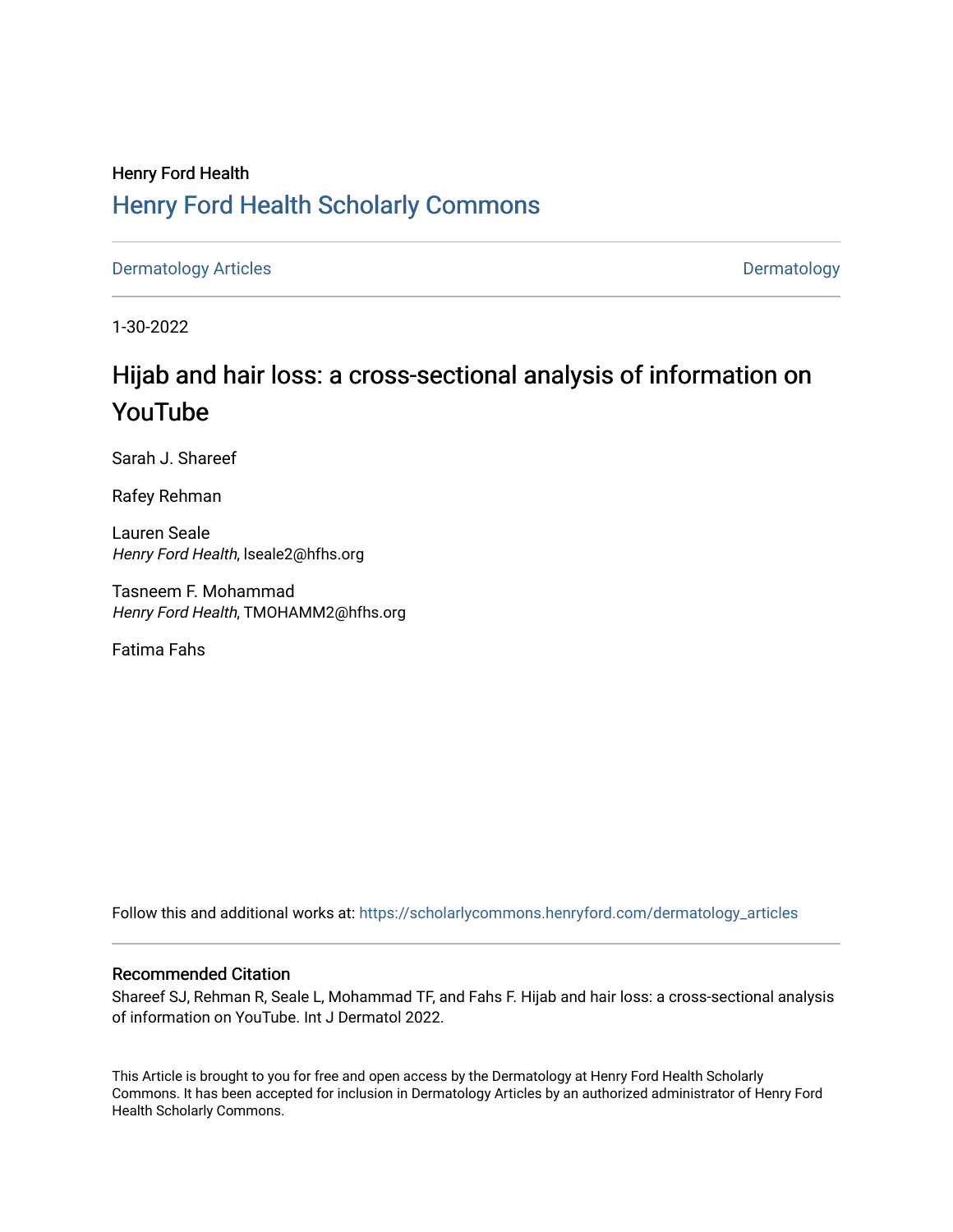Henry Ford Health

## Henry Ford Health Scholarly Commons

Dermatology Articles | Dermatology

1-30-2022

# Hijab and hair loss: a cross-sectional analysis of information on YouTube

Sarah J. Shareef

Rafey Rehman

Lauren Seale
*Henry Ford Health*, lseale2@hfhs.org

Tasneem F. Mohammad
*Henry Ford Health*, TMOHAMM2@hfhs.org

Fatima Fahs

Follow this and additional works at: https://scholarlycommons.henryford.com/dermatology_articles

### Recommended Citation

Shareef SJ, Rehman R, Seale L, Mohammad TF, and Fahs F. Hijab and hair loss: a cross-sectional analysis of information on YouTube. Int J Dermatol 2022.

This Article is brought to you for free and open access by the Dermatology at Henry Ford Health Scholarly Commons. It has been accepted for inclusion in Dermatology Articles by an authorized administrator of Henry Ford Health Scholarly Commons.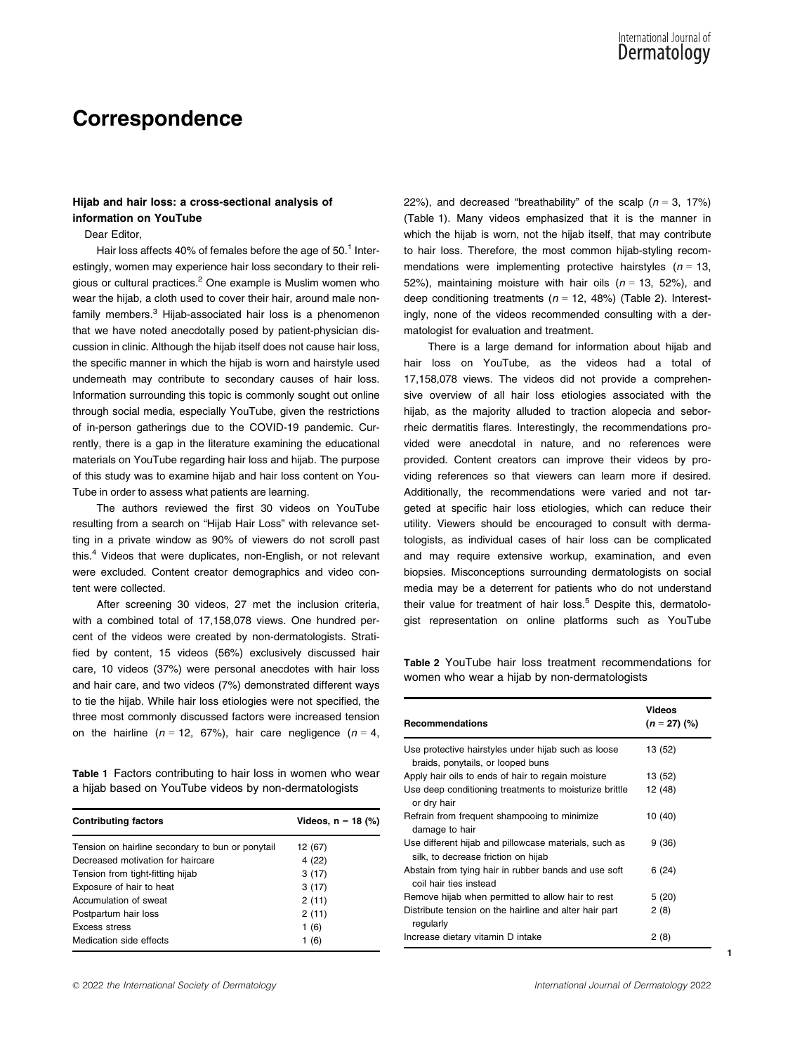# Correspondence

### Hijab and hair loss: a cross-sectional analysis of information on YouTube

Dear Editor,

Hair loss affects 40% of females before the age of 50.[1] Interestingly, women may experience hair loss secondary to their religious or cultural practices.[2] One example is Muslim women who wear the hijab, a cloth used to cover their hair, around male non-family members.[3] Hijab-associated hair loss is a phenomenon that we have noted anecdotally posed by patient-physician discussion in clinic. Although the hijab itself does not cause hair loss, the specific manner in which the hijab is worn and hairstyle used underneath may contribute to secondary causes of hair loss. Information surrounding this topic is commonly sought out online through social media, especially YouTube, given the restrictions of in-person gatherings due to the COVID-19 pandemic. Currently, there is a gap in the literature examining the educational materials on YouTube regarding hair loss and hijab. The purpose of this study was to examine hijab and hair loss content on YouTube in order to assess what patients are learning.

The authors reviewed the first 30 videos on YouTube resulting from a search on "Hijab Hair Loss" with relevance setting in a private window as 90% of viewers do not scroll past this.[4] Videos that were duplicates, non-English, or not relevant were excluded. Content creator demographics and video content were collected.

After screening 30 videos, 27 met the inclusion criteria, with a combined total of 17,158,078 views. One hundred percent of the videos were created by non-dermatologists. Stratified by content, 15 videos (56%) exclusively discussed hair care, 10 videos (37%) were personal anecdotes with hair loss and hair care, and two videos (7%) demonstrated different ways to tie the hijab. While hair loss etiologies were not specified, the three most commonly discussed factors were increased tension on the hairline ($n$ = 12, 67%), hair care negligence ($n$ = 4, 22%), and decreased "breathability" of the scalp ($n$ = 3, 17%) (Table 1). Many videos emphasized that it is the manner in which the hijab is worn, not the hijab itself, that may contribute to hair loss. Therefore, the most common hijab-styling recommendations were implementing protective hairstyles ($n$ = 13, 52%), maintaining moisture with hair oils ($n$ = 13, 52%), and deep conditioning treatments ($n$ = 12, 48%) (Table 2). Interestingly, none of the videos recommended consulting with a dermatologist for evaluation and treatment.

There is a large demand for information about hijab and hair loss on YouTube, as the videos had a total of 17,158,078 views. The videos did not provide a comprehensive overview of all hair loss etiologies associated with the hijab, as the majority alluded to traction alopecia and seborrheic dermatitis flares. Interestingly, the recommendations provided were anecdotal in nature, and no references were provided. Content creators can improve their videos by providing references so that viewers can learn more if desired. Additionally, the recommendations were varied and not targeted at specific hair loss etiologies, which can reduce their utility. Viewers should be encouraged to consult with dermatologists, as individual cases of hair loss can be complicated and may require extensive workup, examination, and even biopsies. Misconceptions surrounding dermatologists on social media may be a deterrent for patients who do not understand their value for treatment of hair loss.[5] Despite this, dermatologist representation on online platforms such as YouTube

**Table 1** Factors contributing to hair loss in women who wear a hijab based on YouTube videos by non-dermatologists

| Contributing factors | Videos, n = 18 (%) |
|---|---|
| Tension on hairline secondary to bun or ponytail | 12 (67) |
| Decreased motivation for haircare | 4 (22) |
| Tension from tight-fitting hijab | 3 (17) |
| Exposure of hair to heat | 3 (17) |
| Accumulation of sweat | 2 (11) |
| Postpartum hair loss | 2 (11) |
| Excess stress | 1 (6) |
| Medication side effects | 1 (6) |

**Table 2** YouTube hair loss treatment recommendations for women who wear a hijab by non-dermatologists

| Recommendations | Videos ($n$ = 27) (%) |
|---|---|
| Use protective hairstyles under hijab such as loose braids, ponytails, or looped buns | 13 (52) |
| Apply hair oils to ends of hair to regain moisture | 13 (52) |
| Use deep conditioning treatments to moisturize brittle or dry hair | 12 (48) |
| Refrain from frequent shampooing to minimize damage to hair | 10 (40) |
| Use different hijab and pillowcase materials, such as silk, to decrease friction on hijab | 9 (36) |
| Abstain from tying hair in rubber bands and use soft coil hair ties instead | 6 (24) |
| Remove hijab when permitted to allow hair to rest | 5 (20) |
| Distribute tension on the hairline and alter hair part regularly | 2 (8) |
| Increase dietary vitamin D intake | 2 (8) |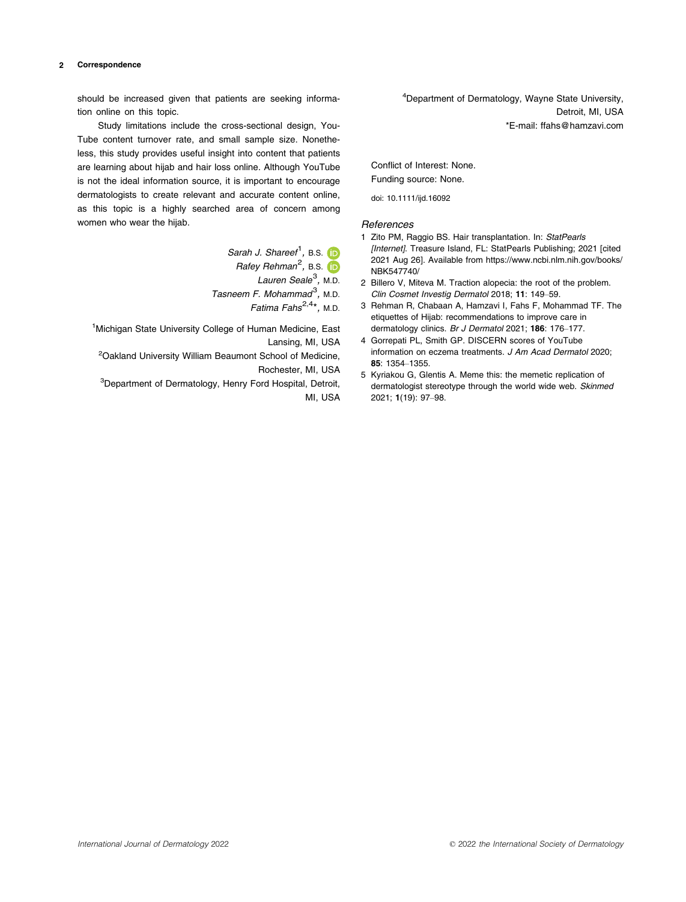should be increased given that patients are seeking information online on this topic.

Study limitations include the cross-sectional design, YouTube content turnover rate, and small sample size. Nonetheless, this study provides useful insight into content that patients are learning about hijab and hair loss online. Although YouTube is not the ideal information source, it is important to encourage dermatologists to create relevant and accurate content online, as this topic is a highly searched area of concern among women who wear the hijab.

*Sarah J. Shareef*[1], B.S.
*Rafey Rehman*[2], B.S.
*Lauren Seale*[3], M.D.
*Tasneem F. Mohammad*[3], M.D.
*Fatima Fahs*[2,4]*, M.D.

[1]Michigan State University College of Human Medicine, East Lansing, MI, USA
[2]Oakland University William Beaumont School of Medicine, Rochester, MI, USA
[3]Department of Dermatology, Henry Ford Hospital, Detroit, MI, USA
[4]Department of Dermatology, Wayne State University, Detroit, MI, USA
*E-mail: ffahs@hamzavi.com

Conflict of Interest: None.
Funding source: None.

doi: 10.1111/ijd.16092

## References

1. Zito PM, Raggio BS. Hair transplantation. In: *StatPearls [Internet]*. Treasure Island, FL: StatPearls Publishing; 2021 [cited 2021 Aug 26]. Available from https://www.ncbi.nlm.nih.gov/books/NBK547740/
2. Billero V, Miteva M. Traction alopecia: the root of the problem. *Clin Cosmet Investig Dermatol* 2018; **11**: 149–59.
3. Rehman R, Chabaan A, Hamzavi I, Fahs F, Mohammad TF. The etiquettes of Hijab: recommendations to improve care in dermatology clinics. *Br J Dermatol* 2021; **186**: 176–177.
4. Gorrepati PL, Smith GP. DISCERN scores of YouTube information on eczema treatments. *J Am Acad Dermatol* 2020; **85**: 1354–1355.
5. Kyriakou G, Glentis A. Meme this: the memetic replication of dermatologist stereotype through the world wide web. *Skinmed* 2021; **1**(19): 97–98.